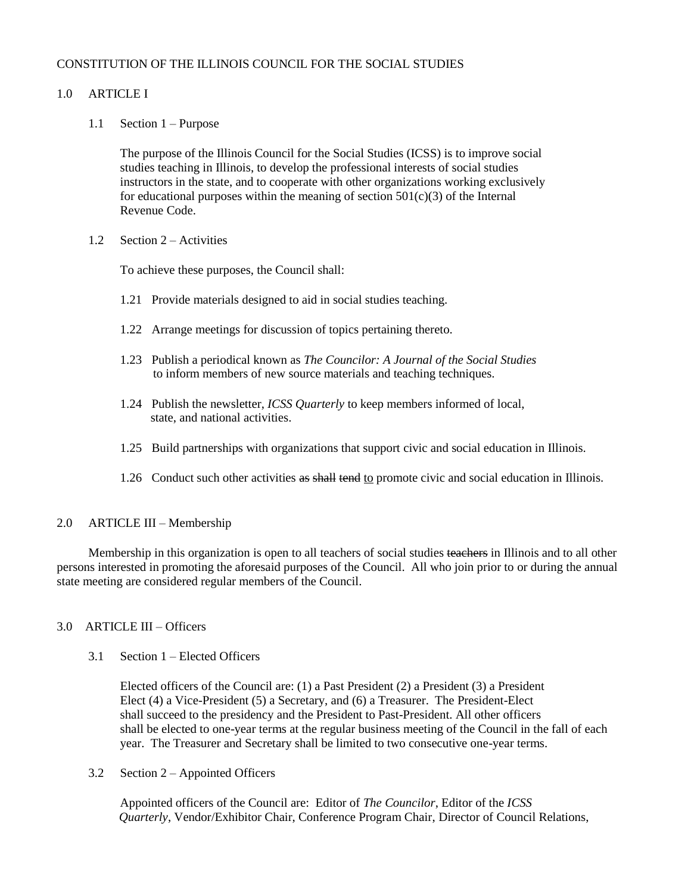CONSTITUTION OF THE ILLINOIS COUNCIL FOR THE SOCIAL STUDIES

1.0 ARTICLE I

1.1 Section 1 – Purpose

The purpose of the Illinois Council for the Social Studies (ICSS) is to improve social studies teaching in Illinois, to develop the professional interests of social studies instructors in the state, and to cooperate with other organizations working exclusively for educational purposes within the meaning of section 501(c)(3) of the Internal Revenue Code.

1.2 Section 2 – Activities

To achieve these purposes, the Council shall:

1.21 Provide materials designed to aid in social studies teaching.

1.22 Arrange meetings for discussion of topics pertaining thereto.

1.23 Publish a periodical known as *The Councilor: A Journal of the Social Studies* to inform members of new source materials and teaching techniques.

1.24 Publish the newsletter, *ICSS Quarterly* to keep members informed of local, state, and national activities.

1.25 Build partnerships with organizations that support civic and social education in Illinois.

1.26 Conduct such other activities ~~as shall tend~~ <u>to</u> promote civic and social education in Illinois.

2.0 ARTICLE III – Membership

Membership in this organization is open to all teachers of social studies ~~teachers~~ in Illinois and to all other persons interested in promoting the aforesaid purposes of the Council. All who join prior to or during the annual state meeting are considered regular members of the Council.

3.0 ARTICLE III – Officers

3.1 Section 1 – Elected Officers

Elected officers of the Council are: (1) a Past President (2) a President (3) a President Elect (4) a Vice-President (5) a Secretary, and (6) a Treasurer. The President-Elect shall succeed to the presidency and the President to Past-President. All other officers shall be elected to one-year terms at the regular business meeting of the Council in the fall of each year. The Treasurer and Secretary shall be limited to two consecutive one-year terms.

3.2 Section 2 – Appointed Officers

Appointed officers of the Council are: Editor of *The Councilor*, Editor of the *ICSS Quarterly*, Vendor/Exhibitor Chair, Conference Program Chair, Director of Council Relations,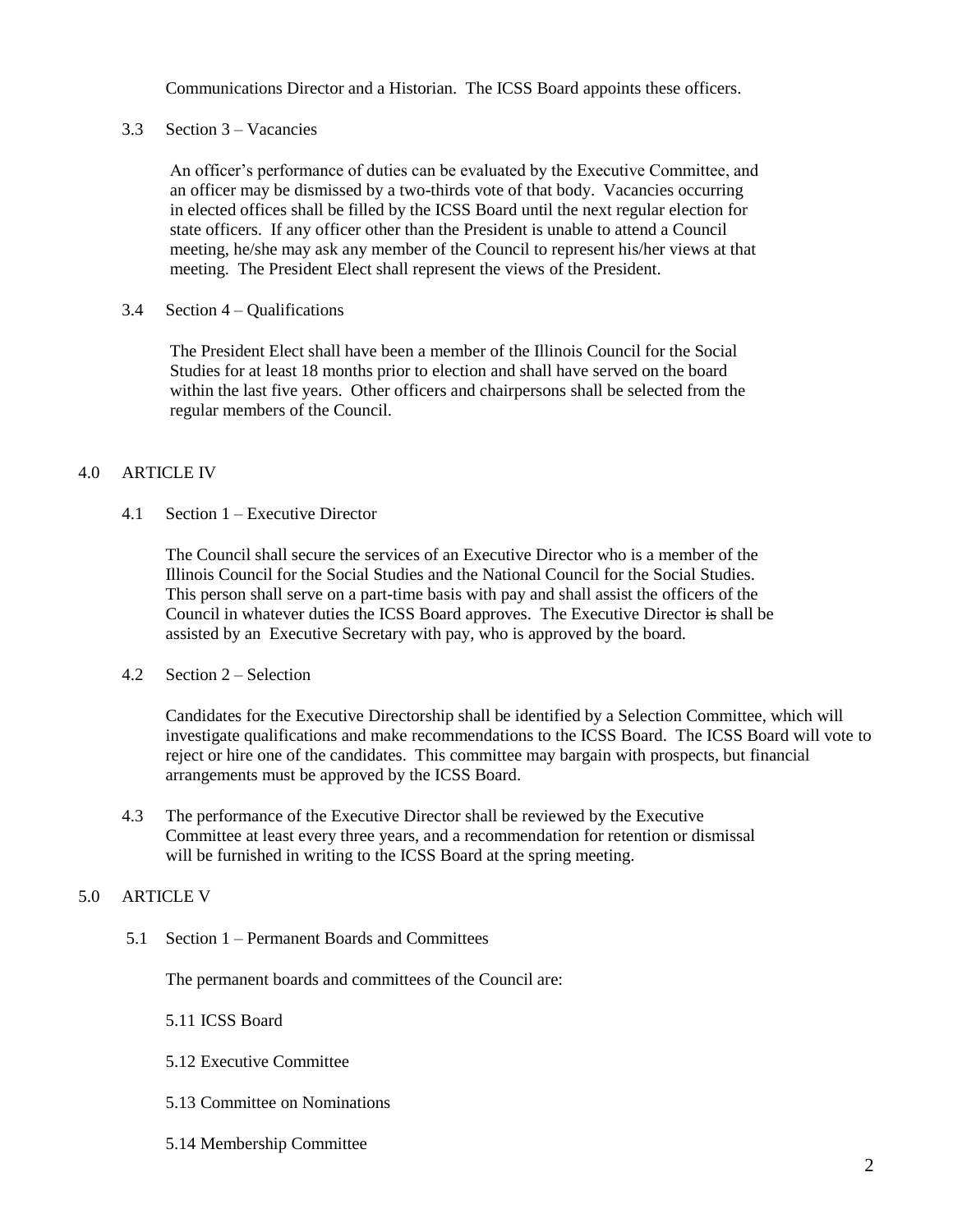Communications Director and a Historian. The ICSS Board appoints these officers.

3.3 Section 3 – Vacancies

An officer's performance of duties can be evaluated by the Executive Committee, and an officer may be dismissed by a two-thirds vote of that body. Vacancies occurring in elected offices shall be filled by the ICSS Board until the next regular election for state officers. If any officer other than the President is unable to attend a Council meeting, he/she may ask any member of the Council to represent his/her views at that meeting. The President Elect shall represent the views of the President.

3.4 Section 4 – Qualifications

The President Elect shall have been a member of the Illinois Council for the Social Studies for at least 18 months prior to election and shall have served on the board within the last five years. Other officers and chairpersons shall be selected from the regular members of the Council.

## 4.0 ARTICLE IV

4.1 Section 1 – Executive Director

The Council shall secure the services of an Executive Director who is a member of the Illinois Council for the Social Studies and the National Council for the Social Studies. This person shall serve on a part-time basis with pay and shall assist the officers of the Council in whatever duties the ICSS Board approves. The Executive Director ~~is~~ shall be assisted by an Executive Secretary with pay, who is approved by the board.

4.2 Section 2 – Selection

Candidates for the Executive Directorship shall be identified by a Selection Committee, which will investigate qualifications and make recommendations to the ICSS Board. The ICSS Board will vote to reject or hire one of the candidates. This committee may bargain with prospects, but financial arrangements must be approved by the ICSS Board.

4.3 The performance of the Executive Director shall be reviewed by the Executive Committee at least every three years, and a recommendation for retention or dismissal will be furnished in writing to the ICSS Board at the spring meeting.

## 5.0 ARTICLE V

5.1 Section 1 – Permanent Boards and Committees

The permanent boards and committees of the Council are:

5.11 ICSS Board

5.12 Executive Committee

5.13 Committee on Nominations

5.14 Membership Committee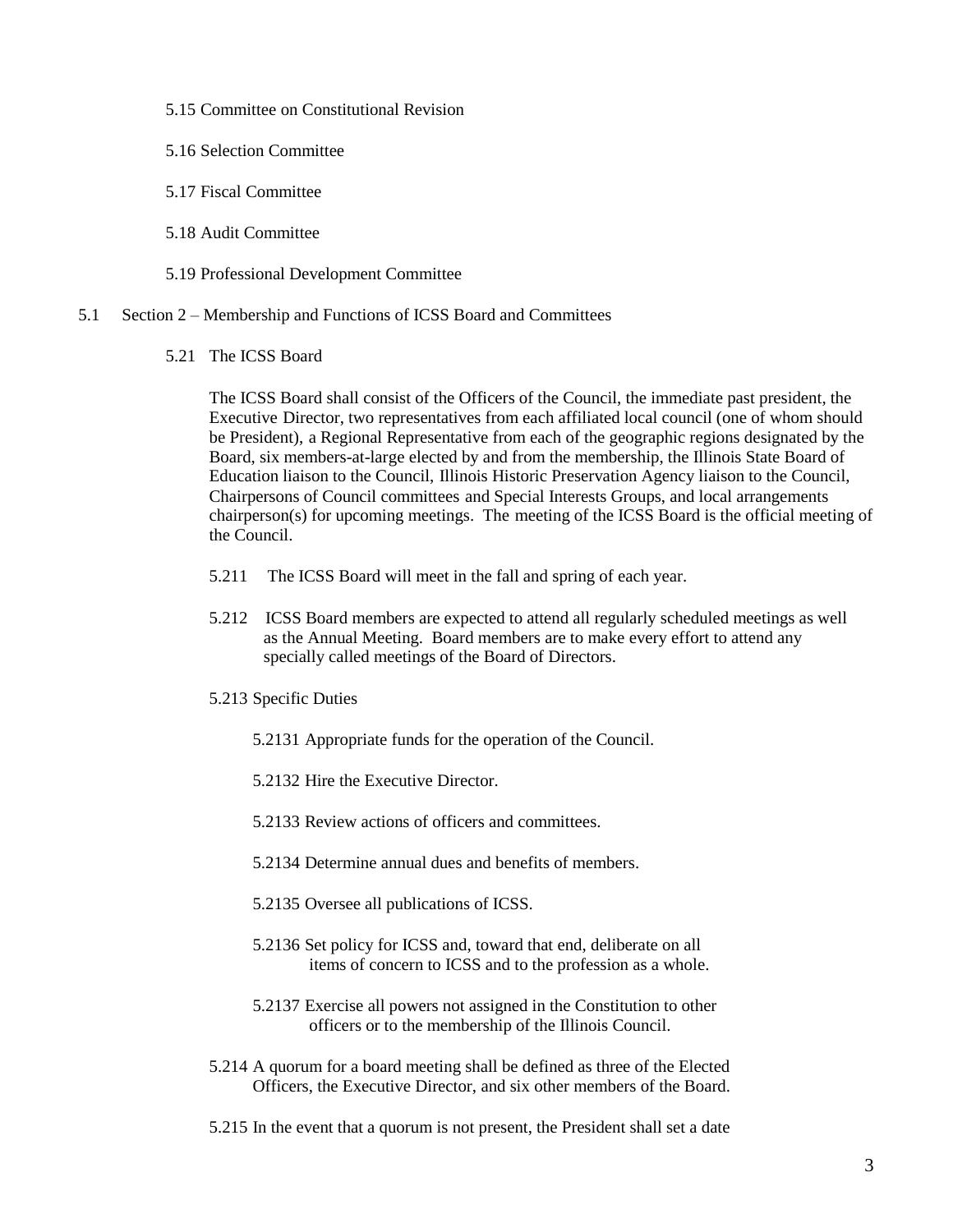5.15 Committee on Constitutional Revision

5.16 Selection Committee

5.17 Fiscal Committee

5.18 Audit Committee

5.19 Professional Development Committee

5.1 Section 2 – Membership and Functions of ICSS Board and Committees

5.21 The ICSS Board

The ICSS Board shall consist of the Officers of the Council, the immediate past president, the Executive Director, two representatives from each affiliated local council (one of whom should be President), a Regional Representative from each of the geographic regions designated by the Board, six members-at-large elected by and from the membership, the Illinois State Board of Education liaison to the Council, Illinois Historic Preservation Agency liaison to the Council, Chairpersons of Council committees and Special Interests Groups, and local arrangements chairperson(s) for upcoming meetings. The meeting of the ICSS Board is the official meeting of the Council.

5.211 The ICSS Board will meet in the fall and spring of each year.

5.212 ICSS Board members are expected to attend all regularly scheduled meetings as well as the Annual Meeting. Board members are to make every effort to attend any specially called meetings of the Board of Directors.

5.213 Specific Duties

5.2131 Appropriate funds for the operation of the Council.

5.2132 Hire the Executive Director.

5.2133 Review actions of officers and committees.

5.2134 Determine annual dues and benefits of members.

5.2135 Oversee all publications of ICSS.

5.2136 Set policy for ICSS and, toward that end, deliberate on all items of concern to ICSS and to the profession as a whole.

5.2137 Exercise all powers not assigned in the Constitution to other officers or to the membership of the Illinois Council.

5.214 A quorum for a board meeting shall be defined as three of the Elected Officers, the Executive Director, and six other members of the Board.

5.215 In the event that a quorum is not present, the President shall set a date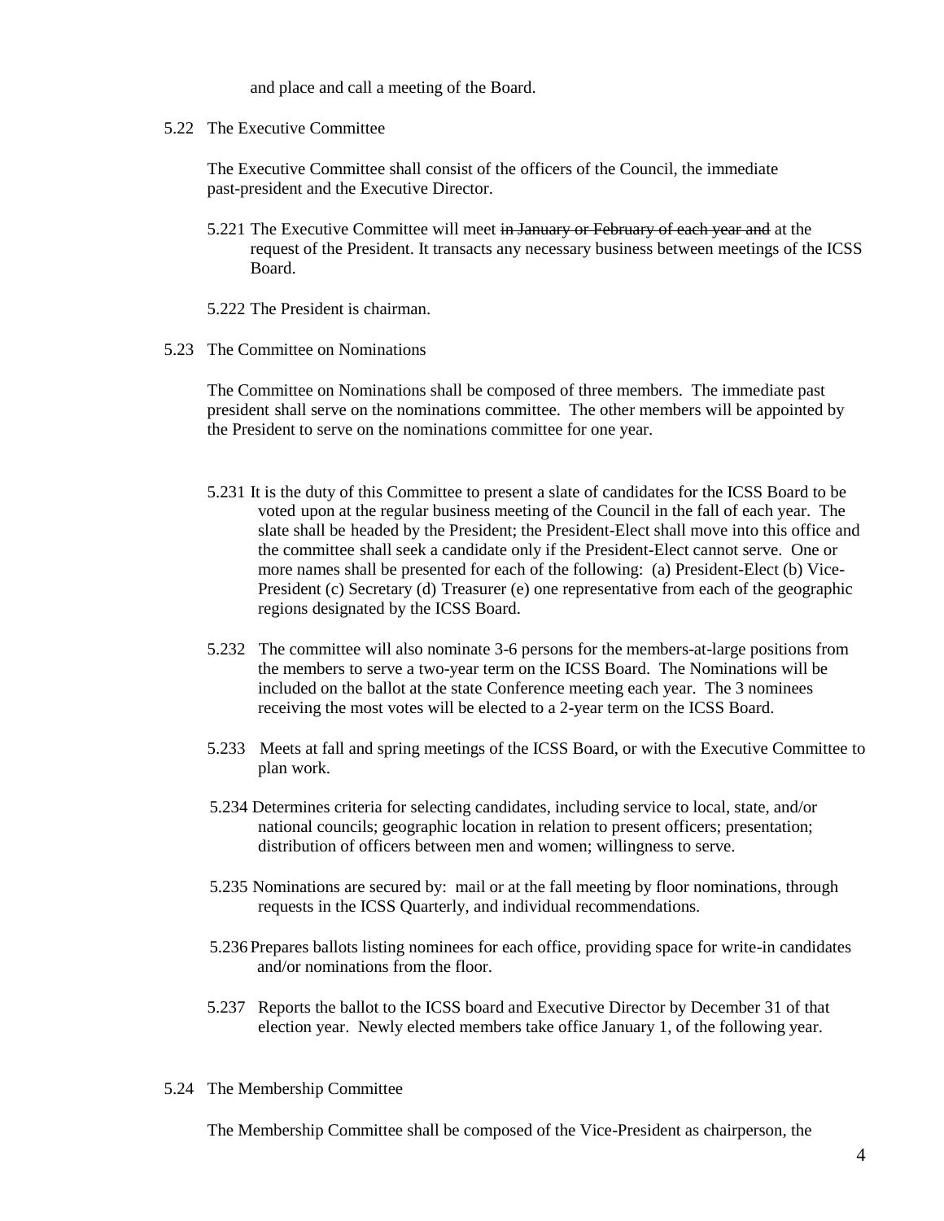and place and call a meeting of the Board.

5.22 The Executive Committee

The Executive Committee shall consist of the officers of the Council, the immediate past-president and the Executive Director.

5.221 The Executive Committee will meet ~~in January or February of each year and~~ at the request of the President. It transacts any necessary business between meetings of the ICSS Board.

5.222 The President is chairman.

5.23 The Committee on Nominations

The Committee on Nominations shall be composed of three members. The immediate past president shall serve on the nominations committee. The other members will be appointed by the President to serve on the nominations committee for one year.

5.231 It is the duty of this Committee to present a slate of candidates for the ICSS Board to be voted upon at the regular business meeting of the Council in the fall of each year. The slate shall be headed by the President; the President-Elect shall move into this office and the committee shall seek a candidate only if the President-Elect cannot serve. One or more names shall be presented for each of the following: (a) President-Elect (b) Vice-President (c) Secretary (d) Treasurer (e) one representative from each of the geographic regions designated by the ICSS Board.

5.232 The committee will also nominate 3-6 persons for the members-at-large positions from the members to serve a two-year term on the ICSS Board. The Nominations will be included on the ballot at the state Conference meeting each year. The 3 nominees receiving the most votes will be elected to a 2-year term on the ICSS Board.

5.233 Meets at fall and spring meetings of the ICSS Board, or with the Executive Committee to plan work.

5.234 Determines criteria for selecting candidates, including service to local, state, and/or national councils; geographic location in relation to present officers; presentation; distribution of officers between men and women; willingness to serve.

5.235 Nominations are secured by: mail or at the fall meeting by floor nominations, through requests in the ICSS Quarterly, and individual recommendations.

5.236 Prepares ballots listing nominees for each office, providing space for write-in candidates and/or nominations from the floor.

5.237 Reports the ballot to the ICSS board and Executive Director by December 31 of that election year. Newly elected members take office January 1, of the following year.

5.24 The Membership Committee

The Membership Committee shall be composed of the Vice-President as chairperson, the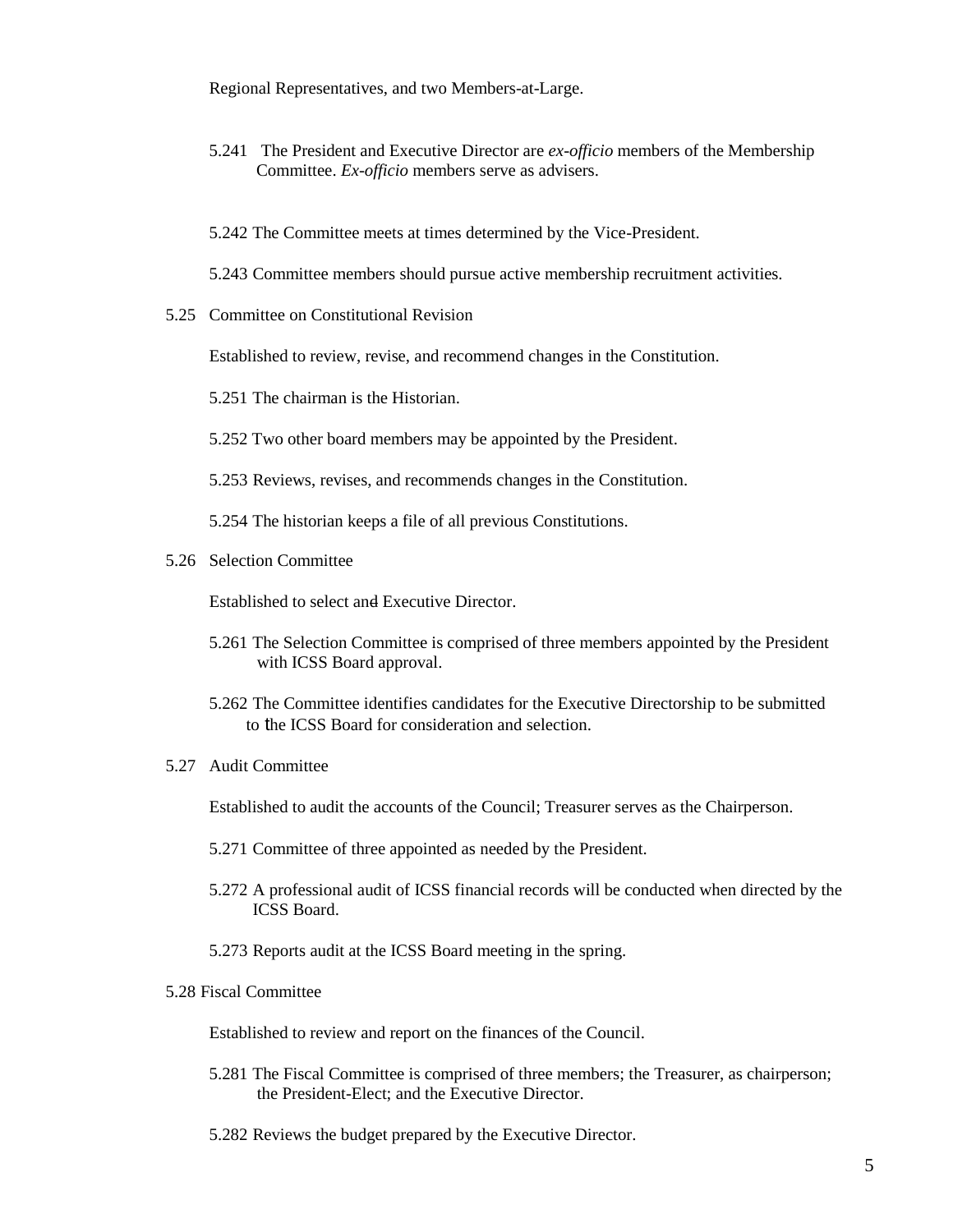Regional Representatives, and two Members-at-Large.

5.241 The President and Executive Director are *ex-officio* members of the Membership Committee. *Ex-officio* members serve as advisers.

5.242 The Committee meets at times determined by the Vice-President.

5.243 Committee members should pursue active membership recruitment activities.

5.25 Committee on Constitutional Revision

Established to review, revise, and recommend changes in the Constitution.

5.251 The chairman is the Historian.

5.252 Two other board members may be appointed by the President.

5.253 Reviews, revises, and recommends changes in the Constitution.

5.254 The historian keeps a file of all previous Constitutions.

5.26 Selection Committee

Established to select and Executive Director.

5.261 The Selection Committee is comprised of three members appointed by the President with ICSS Board approval.

5.262 The Committee identifies candidates for the Executive Directorship to be submitted to the ICSS Board for consideration and selection.

5.27 Audit Committee

Established to audit the accounts of the Council; Treasurer serves as the Chairperson.

5.271 Committee of three appointed as needed by the President.

5.272 A professional audit of ICSS financial records will be conducted when directed by the ICSS Board.

5.273 Reports audit at the ICSS Board meeting in the spring.

5.28 Fiscal Committee

Established to review and report on the finances of the Council.

5.281 The Fiscal Committee is comprised of three members; the Treasurer, as chairperson; the President-Elect; and the Executive Director.

5.282 Reviews the budget prepared by the Executive Director.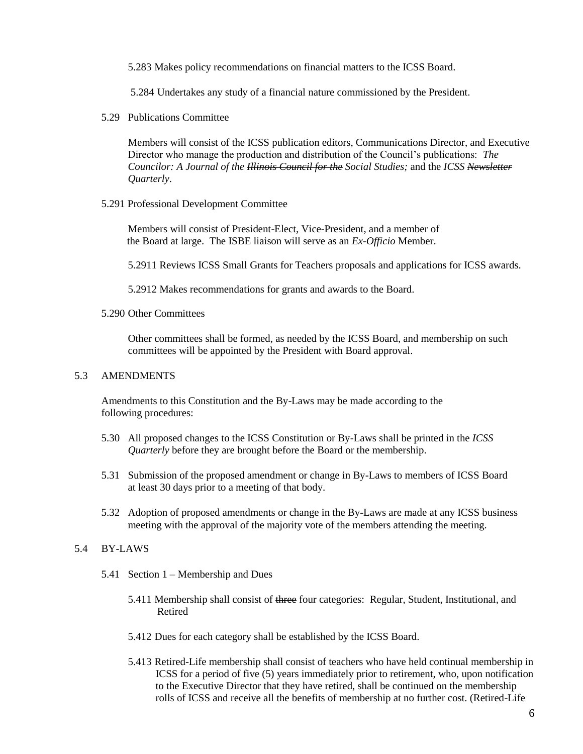5.283 Makes policy recommendations on financial matters to the ICSS Board.

5.284 Undertakes any study of a financial nature commissioned by the President.

5.29 Publications Committee

Members will consist of the ICSS publication editors, Communications Director, and Executive Director who manage the production and distribution of the Council's publications: *The Councilor: A Journal of the ~~Illinois Council for the~~ Social Studies;* and the *ICSS ~~Newsletter~~ Quarterly*.

5.291 Professional Development Committee

Members will consist of President-Elect, Vice-President, and a member of the Board at large. The ISBE liaison will serve as an *Ex-Officio* Member.

5.2911 Reviews ICSS Small Grants for Teachers proposals and applications for ICSS awards.

5.2912 Makes recommendations for grants and awards to the Board.

5.290 Other Committees

Other committees shall be formed, as needed by the ICSS Board, and membership on such committees will be appointed by the President with Board approval.

5.3 AMENDMENTS

Amendments to this Constitution and the By-Laws may be made according to the following procedures:

5.30 All proposed changes to the ICSS Constitution or By-Laws shall be printed in the *ICSS Quarterly* before they are brought before the Board or the membership.

5.31 Submission of the proposed amendment or change in By-Laws to members of ICSS Board at least 30 days prior to a meeting of that body.

5.32 Adoption of proposed amendments or change in the By-Laws are made at any ICSS business meeting with the approval of the majority vote of the members attending the meeting.

5.4 BY-LAWS

5.41 Section 1 – Membership and Dues

5.411 Membership shall consist of ~~three~~ four categories: Regular, Student, Institutional, and Retired

5.412 Dues for each category shall be established by the ICSS Board.

5.413 Retired-Life membership shall consist of teachers who have held continual membership in ICSS for a period of five (5) years immediately prior to retirement, who, upon notification to the Executive Director that they have retired, shall be continued on the membership rolls of ICSS and receive all the benefits of membership at no further cost. (Retired-Life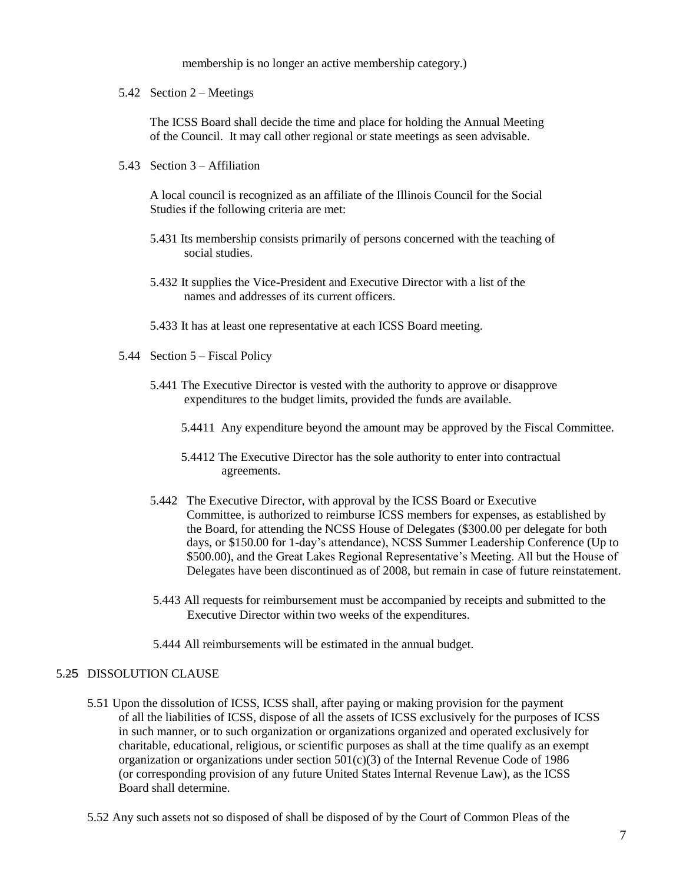membership is no longer an active membership category.)

5.42 Section 2 – Meetings

The ICSS Board shall decide the time and place for holding the Annual Meeting of the Council. It may call other regional or state meetings as seen advisable.

5.43 Section 3 – Affiliation

A local council is recognized as an affiliate of the Illinois Council for the Social Studies if the following criteria are met:

5.431 Its membership consists primarily of persons concerned with the teaching of social studies.

5.432 It supplies the Vice-President and Executive Director with a list of the names and addresses of its current officers.

5.433 It has at least one representative at each ICSS Board meeting.

5.44 Section 5 – Fiscal Policy

5.441 The Executive Director is vested with the authority to approve or disapprove expenditures to the budget limits, provided the funds are available.

5.4411 Any expenditure beyond the amount may be approved by the Fiscal Committee.

5.4412 The Executive Director has the sole authority to enter into contractual agreements.

5.442 The Executive Director, with approval by the ICSS Board or Executive Committee, is authorized to reimburse ICSS members for expenses, as established by the Board, for attending the NCSS House of Delegates ($300.00 per delegate for both days, or $150.00 for 1-day's attendance), NCSS Summer Leadership Conference (Up to $500.00), and the Great Lakes Regional Representative's Meeting. All but the House of Delegates have been discontinued as of 2008, but remain in case of future reinstatement.

5.443 All requests for reimbursement must be accompanied by receipts and submitted to the Executive Director within two weeks of the expenditures.

5.444 All reimbursements will be estimated in the annual budget.

5.25 DISSOLUTION CLAUSE

5.51 Upon the dissolution of ICSS, ICSS shall, after paying or making provision for the payment of all the liabilities of ICSS, dispose of all the assets of ICSS exclusively for the purposes of ICSS in such manner, or to such organization or organizations organized and operated exclusively for charitable, educational, religious, or scientific purposes as shall at the time qualify as an exempt organization or organizations under section 501(c)(3) of the Internal Revenue Code of 1986 (or corresponding provision of any future United States Internal Revenue Law), as the ICSS Board shall determine.

5.52 Any such assets not so disposed of shall be disposed of by the Court of Common Pleas of the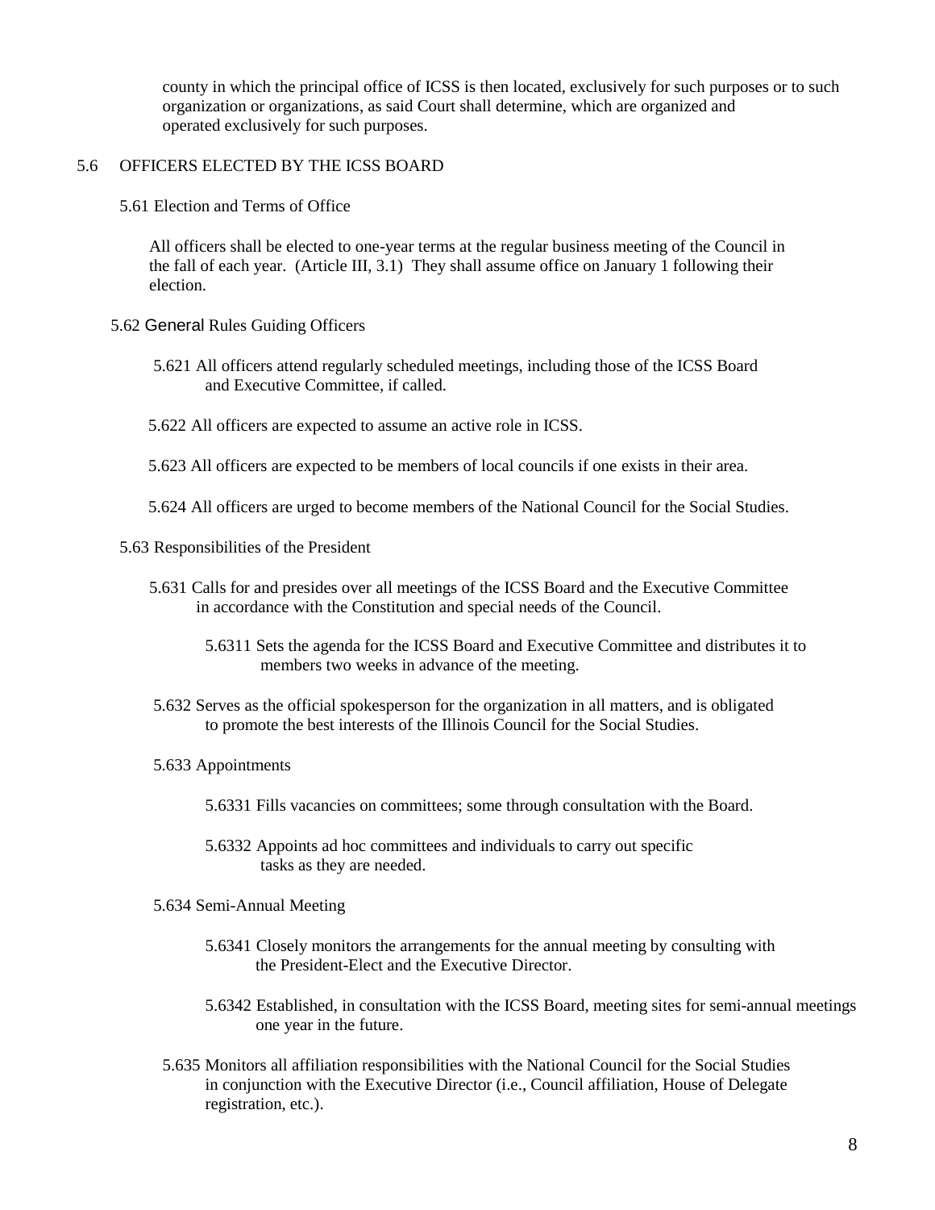county in which the principal office of ICSS is then located, exclusively for such purposes or to such organization or organizations, as said Court shall determine, which are organized and operated exclusively for such purposes.

## 5.6 OFFICERS ELECTED BY THE ICSS BOARD

### 5.61 Election and Terms of Office

All officers shall be elected to one-year terms at the regular business meeting of the Council in the fall of each year. (Article III, 3.1) They shall assume office on January 1 following their election.

### 5.62 General Rules Guiding Officers

5.621 All officers attend regularly scheduled meetings, including those of the ICSS Board and Executive Committee, if called.

5.622 All officers are expected to assume an active role in ICSS.

5.623 All officers are expected to be members of local councils if one exists in their area.

5.624 All officers are urged to become members of the National Council for the Social Studies.

### 5.63 Responsibilities of the President

5.631 Calls for and presides over all meetings of the ICSS Board and the Executive Committee in accordance with the Constitution and special needs of the Council.

5.6311 Sets the agenda for the ICSS Board and Executive Committee and distributes it to members two weeks in advance of the meeting.

5.632 Serves as the official spokesperson for the organization in all matters, and is obligated to promote the best interests of the Illinois Council for the Social Studies.

5.633 Appointments

5.6331 Fills vacancies on committees; some through consultation with the Board.

5.6332 Appoints ad hoc committees and individuals to carry out specific tasks as they are needed.

5.634 Semi-Annual Meeting

5.6341 Closely monitors the arrangements for the annual meeting by consulting with the President-Elect and the Executive Director.

5.6342 Established, in consultation with the ICSS Board, meeting sites for semi-annual meetings one year in the future.

5.635 Monitors all affiliation responsibilities with the National Council for the Social Studies in conjunction with the Executive Director (i.e., Council affiliation, House of Delegate registration, etc.).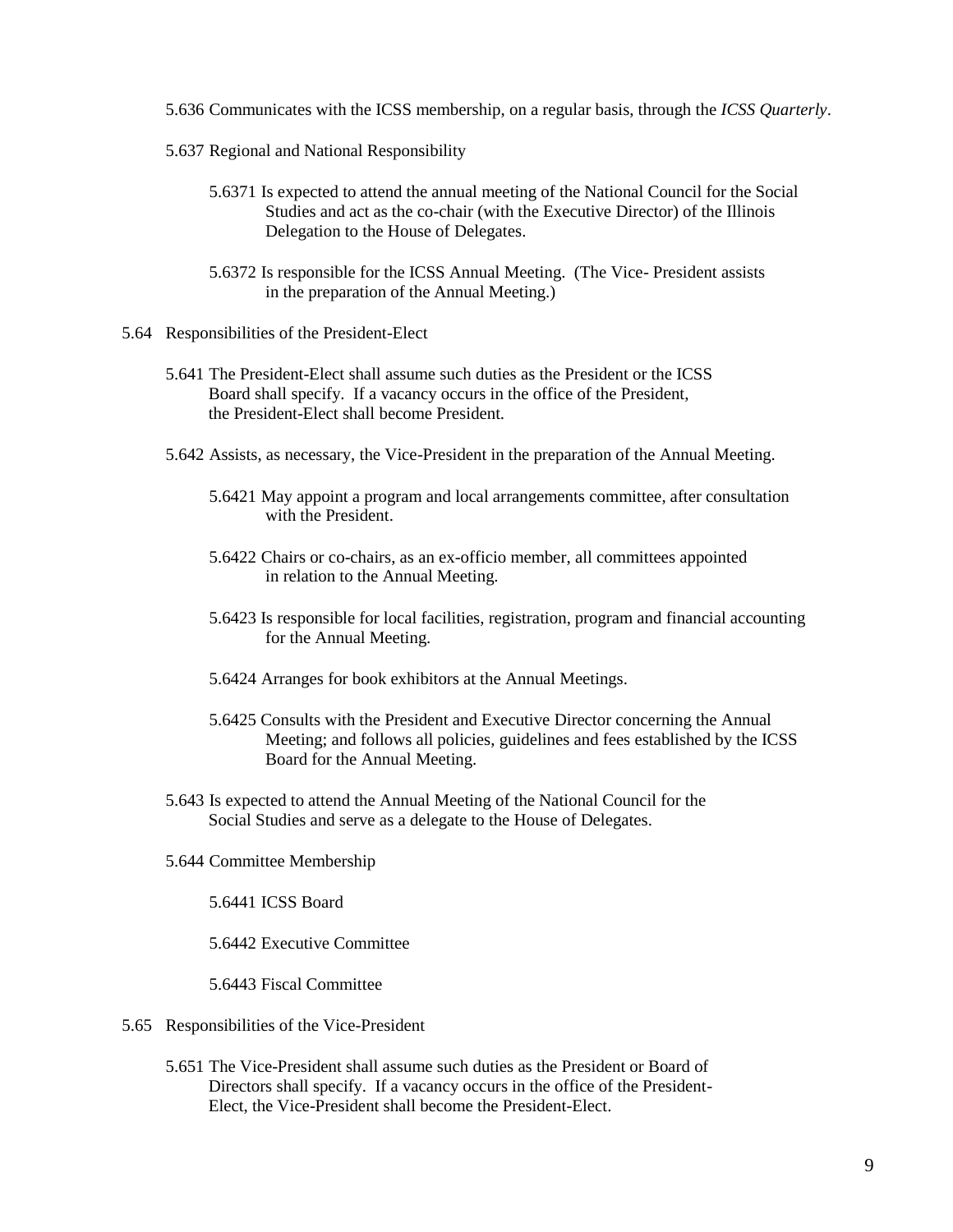5.636 Communicates with the ICSS membership, on a regular basis, through the *ICSS Quarterly*.

5.637 Regional and National Responsibility

5.6371 Is expected to attend the annual meeting of the National Council for the Social Studies and act as the co-chair (with the Executive Director) of the Illinois Delegation to the House of Delegates.

5.6372 Is responsible for the ICSS Annual Meeting. (The Vice- President assists in the preparation of the Annual Meeting.)

5.64 Responsibilities of the President-Elect

5.641 The President-Elect shall assume such duties as the President or the ICSS Board shall specify. If a vacancy occurs in the office of the President, the President-Elect shall become President.

5.642 Assists, as necessary, the Vice-President in the preparation of the Annual Meeting.

5.6421 May appoint a program and local arrangements committee, after consultation with the President.

5.6422 Chairs or co-chairs, as an ex-officio member, all committees appointed in relation to the Annual Meeting.

5.6423 Is responsible for local facilities, registration, program and financial accounting for the Annual Meeting.

5.6424 Arranges for book exhibitors at the Annual Meetings.

5.6425 Consults with the President and Executive Director concerning the Annual Meeting; and follows all policies, guidelines and fees established by the ICSS Board for the Annual Meeting.

5.643 Is expected to attend the Annual Meeting of the National Council for the Social Studies and serve as a delegate to the House of Delegates.

5.644 Committee Membership

5.6441 ICSS Board

5.6442 Executive Committee

5.6443 Fiscal Committee

5.65 Responsibilities of the Vice-President

5.651 The Vice-President shall assume such duties as the President or Board of Directors shall specify. If a vacancy occurs in the office of the President-Elect, the Vice-President shall become the President-Elect.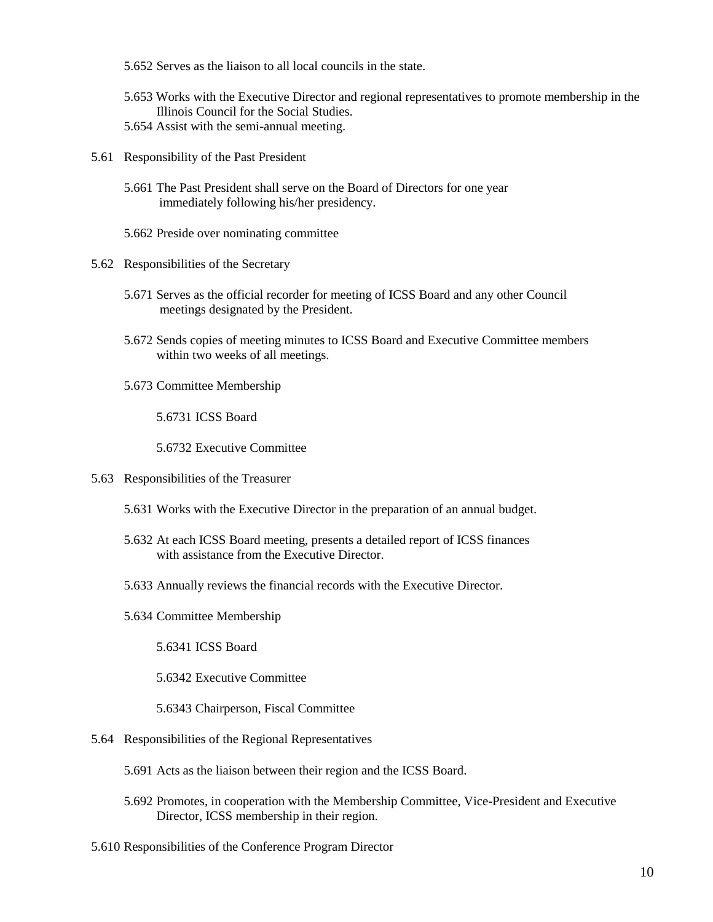5.652 Serves as the liaison to all local councils in the state.

5.653 Works with the Executive Director and regional representatives to promote membership in the Illinois Council for the Social Studies.
5.654 Assist with the semi-annual meeting.

5.61 Responsibility of the Past President

5.661 The Past President shall serve on the Board of Directors for one year immediately following his/her presidency.

5.662 Preside over nominating committee

5.62 Responsibilities of the Secretary

5.671 Serves as the official recorder for meeting of ICSS Board and any other Council meetings designated by the President.

5.672 Sends copies of meeting minutes to ICSS Board and Executive Committee members within two weeks of all meetings.

5.673 Committee Membership

5.6731 ICSS Board

5.6732 Executive Committee

5.63 Responsibilities of the Treasurer

5.631 Works with the Executive Director in the preparation of an annual budget.

5.632 At each ICSS Board meeting, presents a detailed report of ICSS finances with assistance from the Executive Director.

5.633 Annually reviews the financial records with the Executive Director.

5.634 Committee Membership

5.6341 ICSS Board

5.6342 Executive Committee

5.6343 Chairperson, Fiscal Committee

5.64 Responsibilities of the Regional Representatives

5.691 Acts as the liaison between their region and the ICSS Board.

5.692 Promotes, in cooperation with the Membership Committee, Vice-President and Executive Director, ICSS membership in their region.

5.610 Responsibilities of the Conference Program Director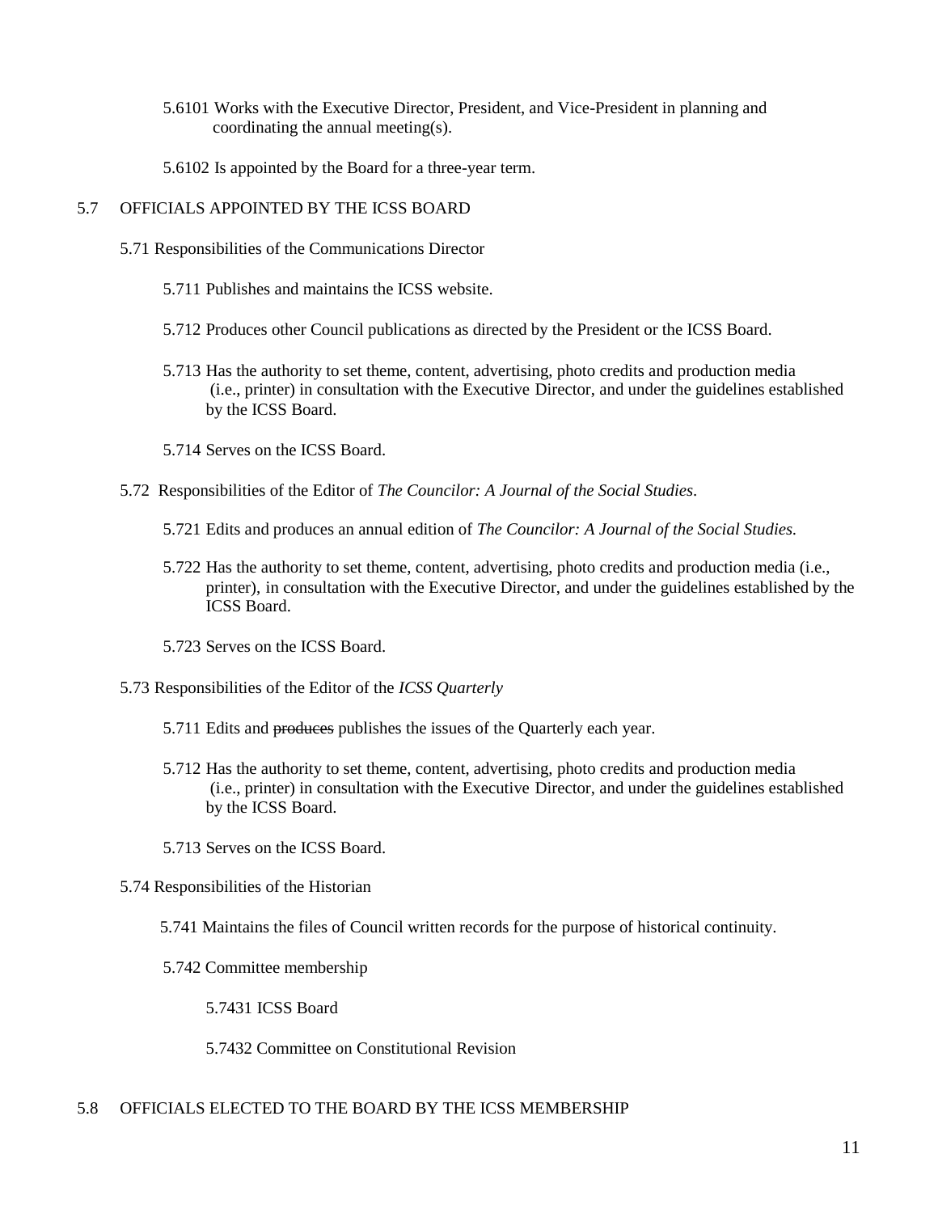5.6101 Works with the Executive Director, President, and Vice-President in planning and coordinating the annual meeting(s).

5.6102 Is appointed by the Board for a three-year term.

5.7 OFFICIALS APPOINTED BY THE ICSS BOARD

5.71 Responsibilities of the Communications Director

5.711 Publishes and maintains the ICSS website.

5.712 Produces other Council publications as directed by the President or the ICSS Board.

5.713 Has the authority to set theme, content, advertising, photo credits and production media (i.e., printer) in consultation with the Executive Director, and under the guidelines established by the ICSS Board.

5.714 Serves on the ICSS Board.

5.72 Responsibilities of the Editor of *The Councilor: A Journal of the Social Studies*.

5.721 Edits and produces an annual edition of *The Councilor: A Journal of the Social Studies*.

5.722 Has the authority to set theme, content, advertising, photo credits and production media (i.e., printer), in consultation with the Executive Director, and under the guidelines established by the ICSS Board.

5.723 Serves on the ICSS Board.

5.73 Responsibilities of the Editor of the *ICSS Quarterly*

5.711 Edits and ~~produces~~ publishes the issues of the Quarterly each year.

5.712 Has the authority to set theme, content, advertising, photo credits and production media (i.e., printer) in consultation with the Executive Director, and under the guidelines established by the ICSS Board.

5.713 Serves on the ICSS Board.

5.74 Responsibilities of the Historian

5.741 Maintains the files of Council written records for the purpose of historical continuity.

5.742 Committee membership

5.7431 ICSS Board

5.7432 Committee on Constitutional Revision

5.8 OFFICIALS ELECTED TO THE BOARD BY THE ICSS MEMBERSHIP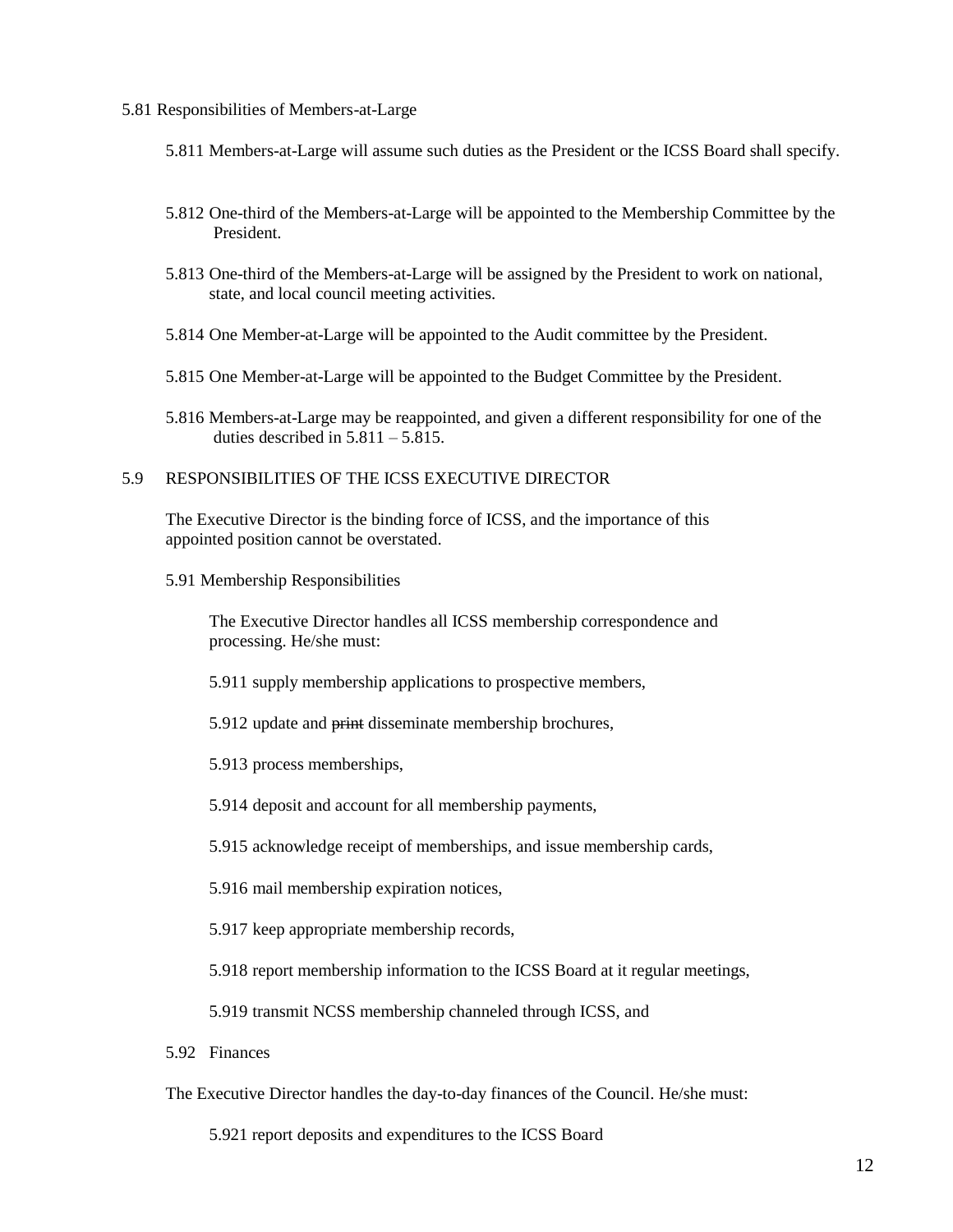5.81 Responsibilities of Members-at-Large

5.811 Members-at-Large will assume such duties as the President or the ICSS Board shall specify.

5.812 One-third of the Members-at-Large will be appointed to the Membership Committee by the President.

5.813 One-third of the Members-at-Large will be assigned by the President to work on national, state, and local council meeting activities.

5.814 One Member-at-Large will be appointed to the Audit committee by the President.

5.815 One Member-at-Large will be appointed to the Budget Committee by the President.

5.816 Members-at-Large may be reappointed, and given a different responsibility for one of the duties described in 5.811 – 5.815.

5.9 RESPONSIBILITIES OF THE ICSS EXECUTIVE DIRECTOR

The Executive Director is the binding force of ICSS, and the importance of this appointed position cannot be overstated.

5.91 Membership Responsibilities

The Executive Director handles all ICSS membership correspondence and processing. He/she must:

5.911 supply membership applications to prospective members,

5.912 update and ~~print~~ disseminate membership brochures,

5.913 process memberships,

5.914 deposit and account for all membership payments,

5.915 acknowledge receipt of memberships, and issue membership cards,

5.916 mail membership expiration notices,

5.917 keep appropriate membership records,

5.918 report membership information to the ICSS Board at it regular meetings,

5.919 transmit NCSS membership channeled through ICSS, and

5.92 Finances

The Executive Director handles the day-to-day finances of the Council. He/she must:

5.921 report deposits and expenditures to the ICSS Board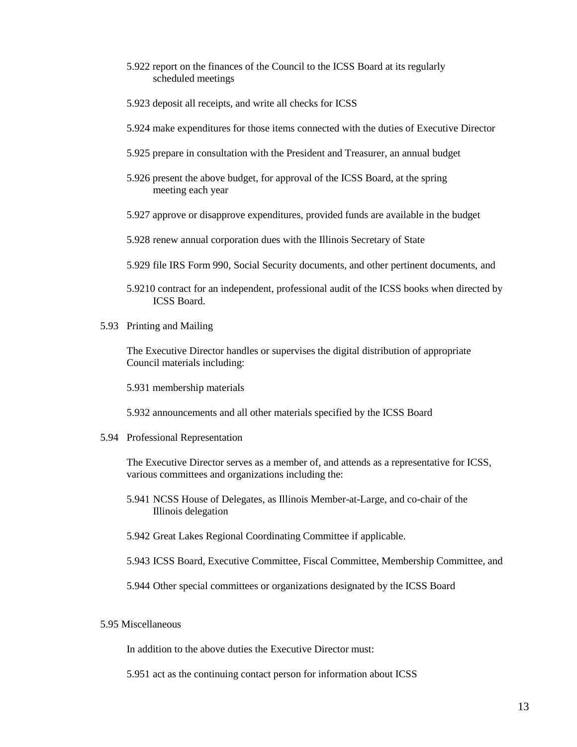5.922 report on the finances of the Council to the ICSS Board at its regularly scheduled meetings

5.923 deposit all receipts, and write all checks for ICSS

5.924 make expenditures for those items connected with the duties of Executive Director

5.925 prepare in consultation with the President and Treasurer, an annual budget

5.926 present the above budget, for approval of the ICSS Board, at the spring meeting each year

5.927 approve or disapprove expenditures, provided funds are available in the budget

5.928 renew annual corporation dues with the Illinois Secretary of State

5.929 file IRS Form 990, Social Security documents, and other pertinent documents, and

5.9210 contract for an independent, professional audit of the ICSS books when directed by ICSS Board.

5.93 Printing and Mailing

The Executive Director handles or supervises the digital distribution of appropriate Council materials including:

5.931 membership materials

5.932 announcements and all other materials specified by the ICSS Board

5.94 Professional Representation

The Executive Director serves as a member of, and attends as a representative for ICSS, various committees and organizations including the:

5.941 NCSS House of Delegates, as Illinois Member-at-Large, and co-chair of the Illinois delegation

5.942 Great Lakes Regional Coordinating Committee if applicable.

5.943 ICSS Board, Executive Committee, Fiscal Committee, Membership Committee, and

5.944 Other special committees or organizations designated by the ICSS Board

5.95 Miscellaneous

In addition to the above duties the Executive Director must:

5.951 act as the continuing contact person for information about ICSS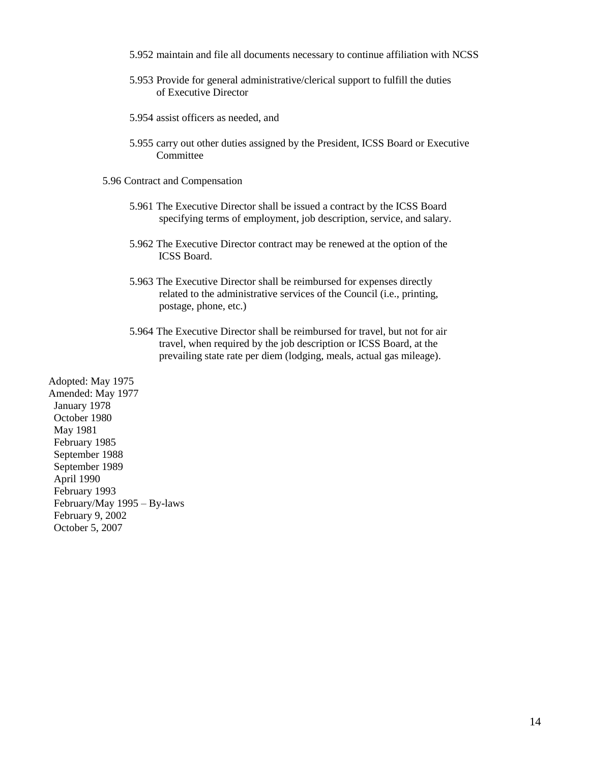5.952 maintain and file all documents necessary to continue affiliation with NCSS

5.953 Provide for general administrative/clerical support to fulfill the duties of Executive Director

5.954 assist officers as needed, and

5.955 carry out other duties assigned by the President, ICSS Board or Executive Committee

5.96 Contract and Compensation

5.961 The Executive Director shall be issued a contract by the ICSS Board specifying terms of employment, job description, service, and salary.

5.962 The Executive Director contract may be renewed at the option of the ICSS Board.

5.963 The Executive Director shall be reimbursed for expenses directly related to the administrative services of the Council (i.e., printing, postage, phone, etc.)

5.964 The Executive Director shall be reimbursed for travel, but not for air travel, when required by the job description or ICSS Board, at the prevailing state rate per diem (lodging, meals, actual gas mileage).

Adopted: May 1975
Amended: May 1977
January 1978
October 1980
May 1981
February 1985
September 1988
September 1989
April 1990
February 1993
February/May 1995 – By-laws
February 9, 2002
October 5, 2007